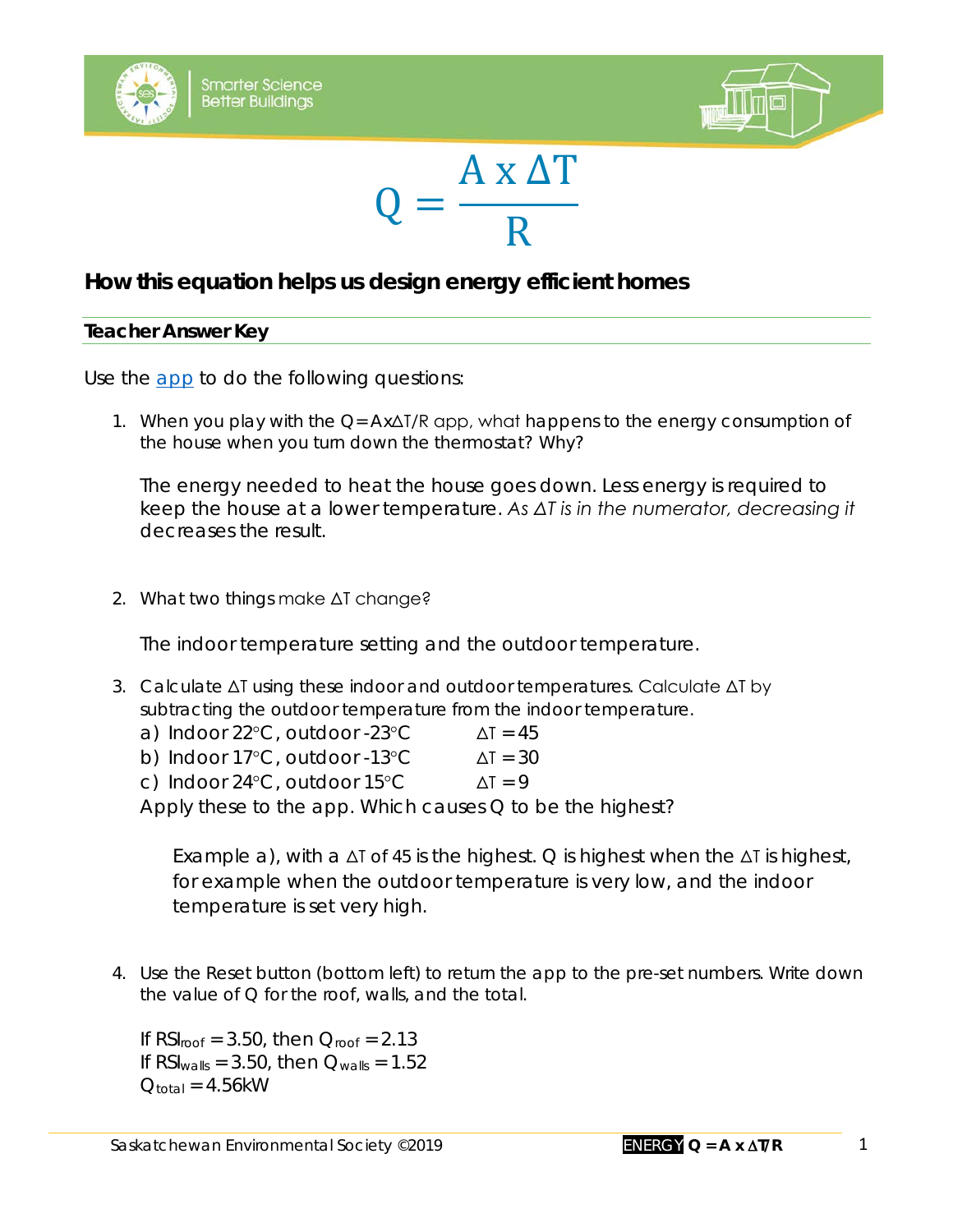$$Q = \frac{A \times \Delta T}{R}$$

## How this equation helps us design energy efficient homes

### Teacher Answer Key

Use the app to do the following questions:

1. When you play with the $Q = A \times \Delta T / R$ app, what happens to the energy consumption of the house when you turn down the thermostat? Why?

   The energy needed to heat the house goes down. Less energy is required to keep the house at a lower temperature. *As $\Delta T$ is in the numerator, decreasing it* decreases the result.

2. What two things make $\Delta T$ change?

   The indoor temperature setting and the outdoor temperature.

3. Calculate $\Delta T$ using these indoor and outdoor temperatures. Calculate $\Delta T$ by subtracting the outdoor temperature from the indoor temperature.
   a) Indoor 22°C, outdoor -23°C    $\Delta T = 45$
   b) Indoor 17°C, outdoor -13°C    $\Delta T = 30$
   c) Indoor 24°C, outdoor 15°C    $\Delta T = 9$

   Apply these to the app. Which causes Q to be the highest?

   Example a), with a $\Delta T$ of 45 is the highest. Q is highest when the $\Delta T$ is highest, for example when the outdoor temperature is very low, and the indoor temperature is set very high.

4. Use the Reset button (bottom left) to return the app to the pre-set numbers. Write down the value of Q for the roof, walls, and the total.

   If $RSI_{roof} = 3.50$, then $Q_{roof} = 2.13$
   If $RSI_{walls} = 3.50$, then $Q_{walls} = 1.52$
   $Q_{total} = 4.56$kW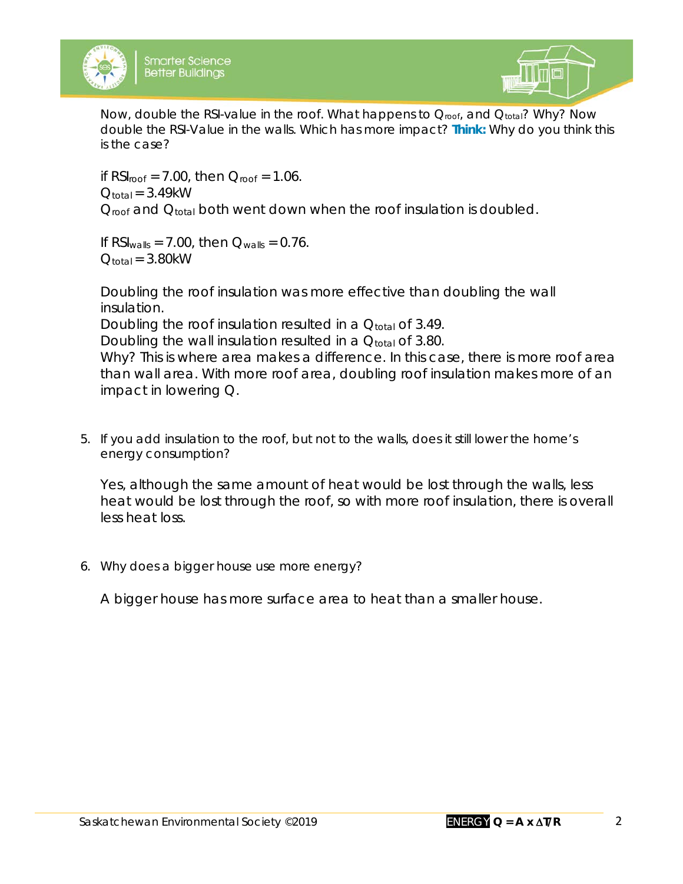Now, double the RSI-value in the roof. What happens to $Q_{roof}$, and $Q_{total}$? Why? Now double the RSI-Value in the walls. Which has more impact? **Think:** Why do you think this is the case?

if $RSI_{roof} = 7.00$, then $Q_{roof} = 1.06$.
$Q_{total} = 3.49kW$
$Q_{roof}$ and $Q_{total}$ both went down when the roof insulation is doubled.

If $RSI_{walls} = 7.00$, then $Q_{walls} = 0.76$.
$Q_{total} = 3.80kW$

Doubling the roof insulation was more effective than doubling the wall insulation.
Doubling the roof insulation resulted in a $Q_{total}$ of 3.49.
Doubling the wall insulation resulted in a $Q_{total}$ of 3.80.
Why? This is where area makes a difference. In this case, there is more roof area than wall area. With more roof area, doubling roof insulation makes more of an impact in lowering Q.

5. If you add insulation to the roof, but not to the walls, does it still lower the home's energy consumption?

   Yes, although the same amount of heat would be lost through the walls, less heat would be lost through the roof, so with more roof insulation, there is overall less heat loss.

6. Why does a bigger house use more energy?

   A bigger house has more surface area to heat than a smaller house.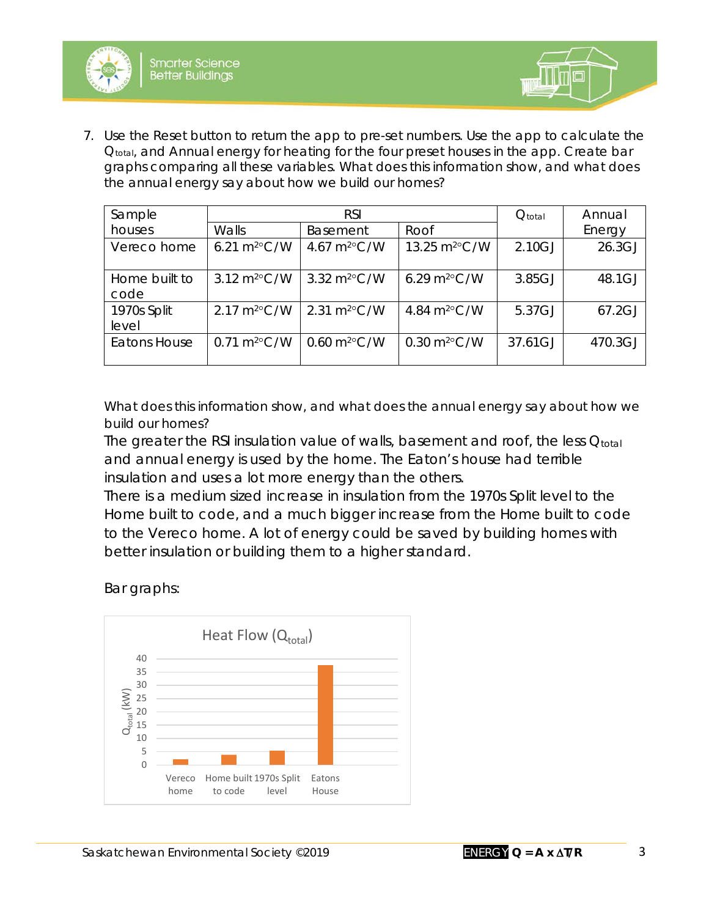7. Use the Reset button to return the app to pre-set numbers. Use the app to calculate the $Q_{total}$, and Annual energy for heating for the four preset houses in the app. Create bar graphs comparing all these variables. What does this information show, and what does the annual energy say about how we build our homes?

| Sample houses | RSI | | | $Q_{total}$ | Annual Energy |
|---|---|---|---|---|---|
| | Walls | Basement | Roof | | |
| Vereco home | 6.21 m²°C/W | 4.67 m²°C/W | 13.25 m²°C/W | 2.10GJ | 26.3GJ |
| Home built to code | 3.12 m²°C/W | 3.32 m²°C/W | 6.29 m²°C/W | 3.85GJ | 48.1GJ |
| 1970s Split level | 2.17 m²°C/W | 2.31 m²°C/W | 4.84 m²°C/W | 5.37GJ | 67.2GJ |
| Eatons House | 0.71 m²°C/W | 0.60 m²°C/W | 0.30 m²°C/W | 37.61GJ | 470.3GJ |

What does this information show, and what does the annual energy say about how we build our homes?

The greater the RSI insulation value of walls, basement and roof, the less $Q_{total}$ and annual energy is used by the home. The Eaton's house had terrible insulation and uses a lot more energy than the others.

There is a medium sized increase in insulation from the 1970s Split level to the Home built to code, and a much bigger increase from the Home built to code to the Vereco home. A lot of energy could be saved by building homes with better insulation or building them to a higher standard.

Bar graphs:

Heat Flow ($Q_{total}$)

| House | $Q_{total}$ (kW) |
|---|---|
| Vereco home | ~2 |
| Home built to code | ~4 |
| 1970s Split level | ~5 |
| Eatons House | ~38 |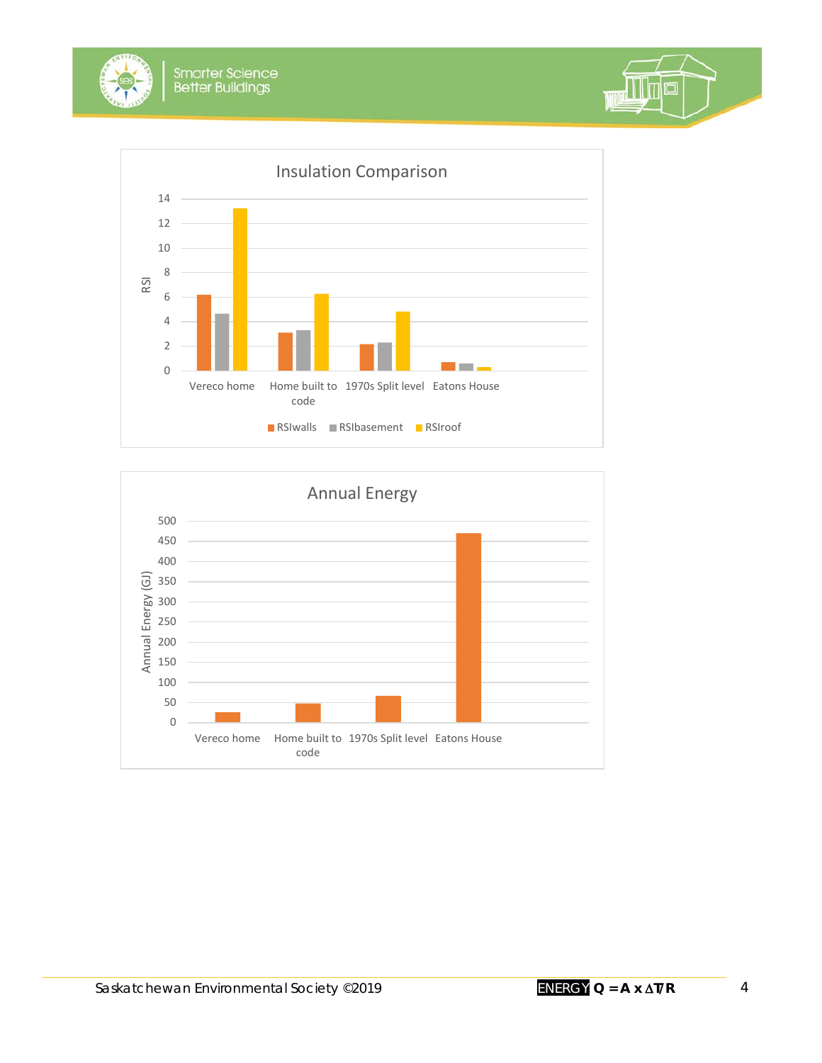**Insulation Comparison**

RSI (y-axis: 0–14)

Categories: Vereco home, Home built to code, 1970s Split level, Eatons House

Legend: RSIwalls, RSIbasement, RSIroof

**Annual Energy**

Annual Energy (GJ) (y-axis: 0–500)

Categories: Vereco home, Home built to code, 1970s Split level, Eatons House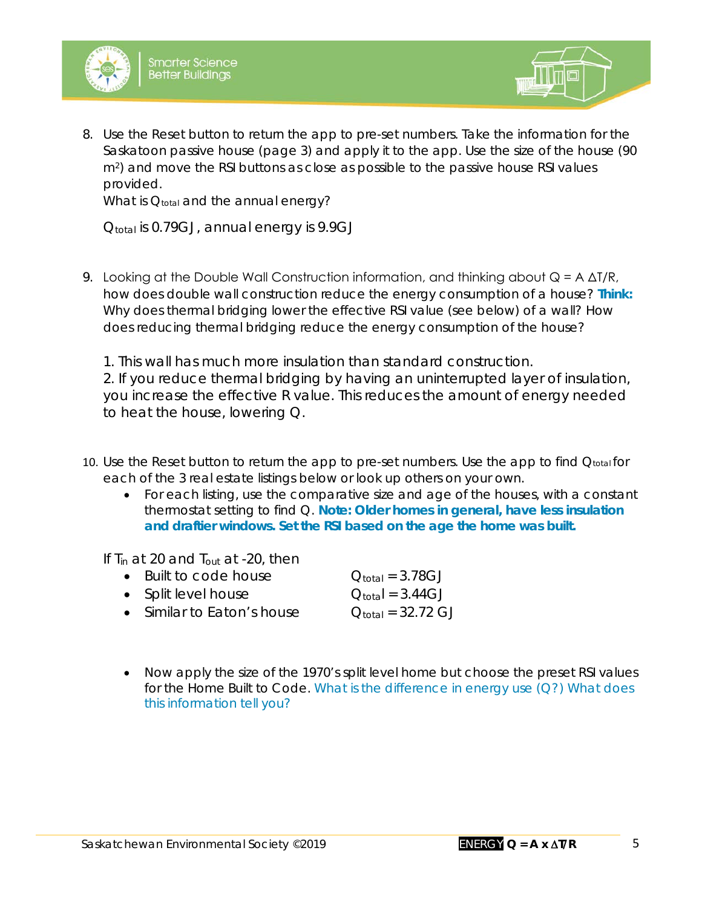8. Use the Reset button to return the app to pre-set numbers. Take the information for the Saskatoon passive house (page 3) and apply it to the app. Use the size of the house (90 $m^2$) and move the RSI buttons as close as possible to the passive house RSI values provided.
   What is $Q_{total}$ and the annual energy?

   $Q_{total}$ is 0.79GJ, annual energy is 9.9GJ

9. Looking at the Double Wall Construction information, and thinking about $Q = A \Delta T/R$, how does double wall construction reduce the energy consumption of a house? **Think:** Why does thermal bridging lower the effective RSI value (see below) of a wall? How does reducing thermal bridging reduce the energy consumption of the house?

   1. This wall has much more insulation than standard construction.
   2. If you reduce thermal bridging by having an uninterrupted layer of insulation, you increase the effective R value. This reduces the amount of energy needed to heat the house, lowering Q.

10. Use the Reset button to return the app to pre-set numbers. Use the app to find $Q_{total}$ for each of the 3 real estate listings below or look up others on your own.
    - For each listing, use the comparative size and age of the houses, with a constant thermostat setting to find Q. **Note: Older homes in general, have less insulation and draftier windows. Set the RSI based on the age the home was built.**

    If $T_{in}$ at 20 and $T_{out}$ at -20, then

    - Built to code house $Q_{total}$ = 3.78GJ
    - Split level house $Q_{total}$ = 3.44GJ
    - Similar to Eaton's house $Q_{total}$ = 32.72 GJ

    - Now apply the size of the 1970's split level home but choose the preset RSI values for the Home Built to Code. What is the difference in energy use (Q?) What does this information tell you?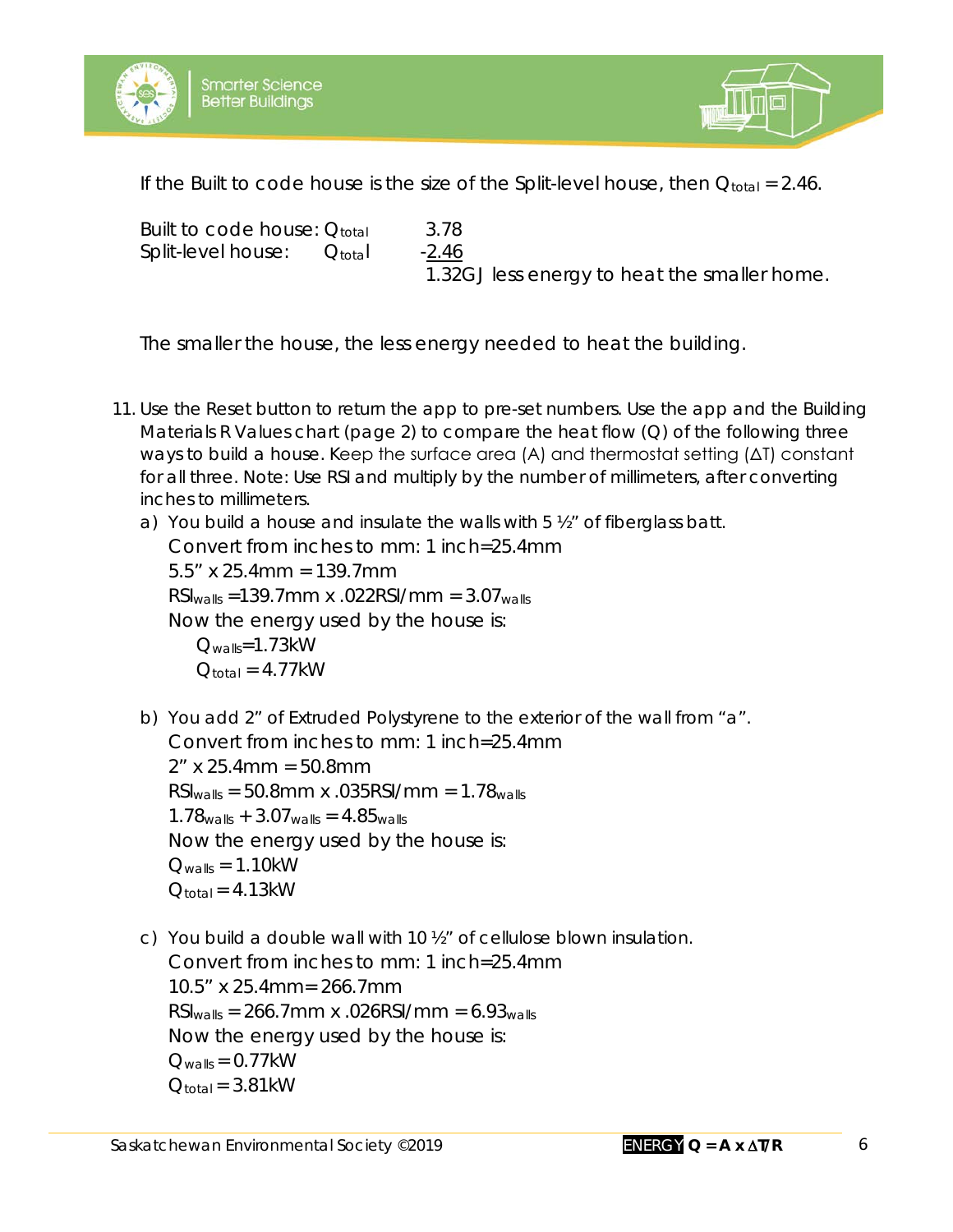If the Built to code house is the size of the Split-level house, then $Q_{total} = 2.46$.

Built to code house: $Q_{total}$ 3.78
Split-level house: $Q_{total}$ -2.46
1.32GJ less energy to heat the smaller home.

The smaller the house, the less energy needed to heat the building.

11. Use the Reset button to return the app to pre-set numbers. Use the app and the Building Materials R Values chart (page 2) to compare the heat flow (Q) of the following three ways to build a house. Keep the surface area (A) and thermostat setting (ΔT) constant for all three. Note: Use RSI and multiply by the number of millimeters, after converting inches to millimeters.

   a) You build a house and insulate the walls with 5 ½" of fiberglass batt.
      Convert from inches to mm: 1 inch=25.4mm
      5.5" x 25.4mm = 139.7mm
      $RSI_{walls}$ =139.7mm x .022RSI/mm = $3.07_{walls}$
      Now the energy used by the house is:
      $Q_{walls}$=1.73kW
      $Q_{total}$ = 4.77kW

   b) You add 2" of Extruded Polystyrene to the exterior of the wall from "a".
      Convert from inches to mm: 1 inch=25.4mm
      2" x 25.4mm = 50.8mm
      $RSI_{walls}$ = 50.8mm x .035RSI/mm = $1.78_{walls}$
      $1.78_{walls} + 3.07_{walls} = 4.85_{walls}$
      Now the energy used by the house is:
      $Q_{walls}$ = 1.10kW
      $Q_{total}$ = 4.13kW

   c) You build a double wall with 10 ½" of cellulose blown insulation.
      Convert from inches to mm: 1 inch=25.4mm
      10.5" x 25.4mm= 266.7mm
      $RSI_{walls}$ = 266.7mm x .026RSI/mm = $6.93_{walls}$
      Now the energy used by the house is:
      $Q_{walls}$ = 0.77kW
      $Q_{total}$ = 3.81kW